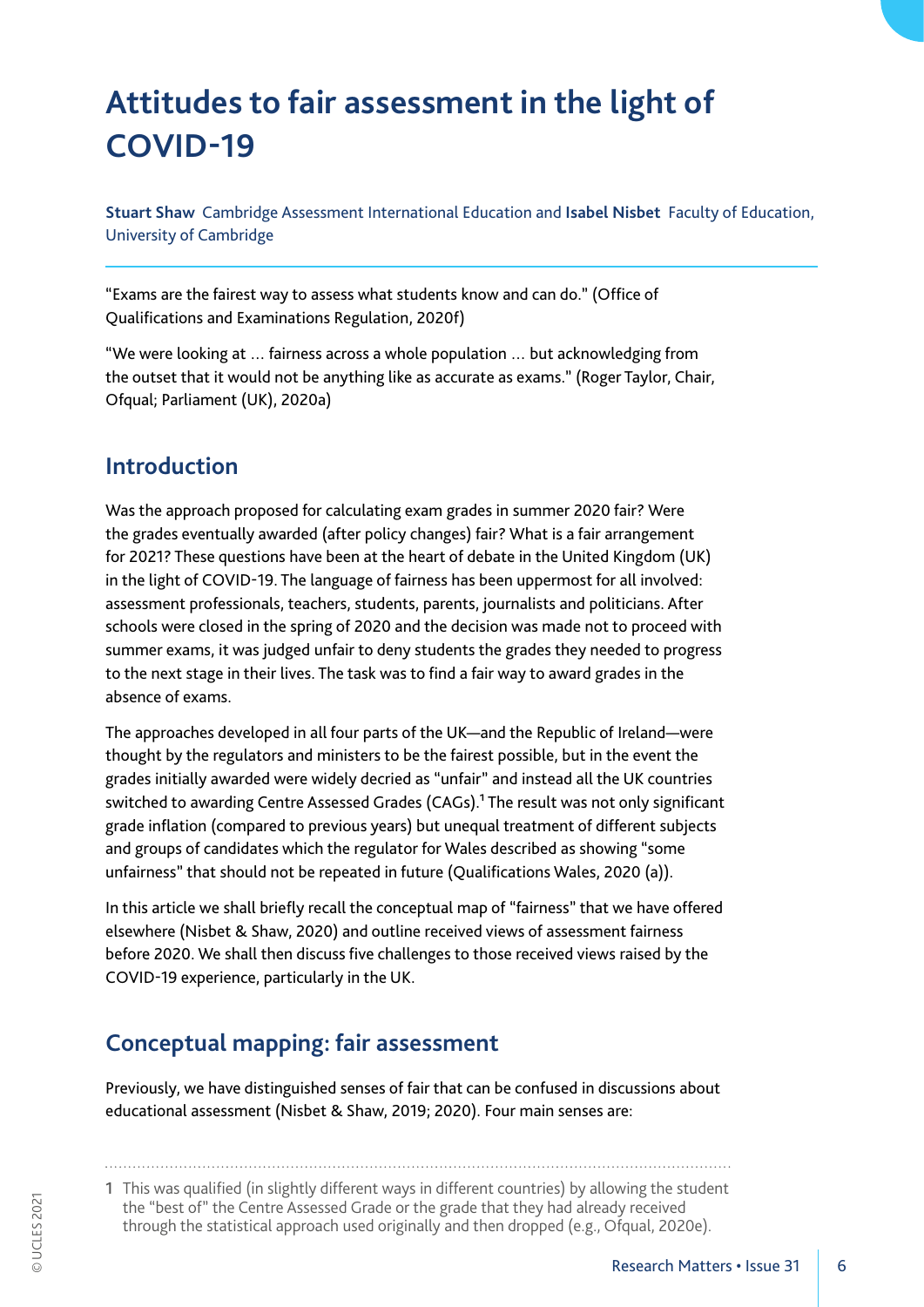# Attitudes to fair assessment in the light of COVID-19

**Stuart Shaw** Cambridge Assessment International Education and **Isabel Nisbet** Faculty of Education, University of Cambridge

"Exams are the fairest way to assess what students know and can do." (Office of Qualifications and Examinations Regulation, 2020f)

"We were looking at … fairness across a whole population … but acknowledging from the outset that it would not be anything like as accurate as exams." (Roger Taylor, Chair, Ofqual; Parliament (UK), 2020a)

## Introduction

Was the approach proposed for calculating exam grades in summer 2020 fair? Were the grades eventually awarded (after policy changes) fair? What is a fair arrangement for 2021? These questions have been at the heart of debate in the United Kingdom (UK) in the light of COVID-19. The language of fairness has been uppermost for all involved: assessment professionals, teachers, students, parents, journalists and politicians. After schools were closed in the spring of 2020 and the decision was made not to proceed with summer exams, it was judged unfair to deny students the grades they needed to progress to the next stage in their lives. The task was to find a fair way to award grades in the absence of exams.

The approaches developed in all four parts of the UK—and the Republic of Ireland—were thought by the regulators and ministers to be the fairest possible, but in the event the grades initially awarded were widely decried as "unfair" and instead all the UK countries switched to awarding Centre Assessed Grades (CAGs).[1] The result was not only significant grade inflation (compared to previous years) but unequal treatment of different subjects and groups of candidates which the regulator for Wales described as showing "some unfairness" that should not be repeated in future (Qualifications Wales, 2020 (a)).

In this article we shall briefly recall the conceptual map of "fairness" that we have offered elsewhere (Nisbet & Shaw, 2020) and outline received views of assessment fairness before 2020. We shall then discuss five challenges to those received views raised by the COVID-19 experience, particularly in the UK.

## Conceptual mapping: fair assessment

Previously, we have distinguished senses of fair that can be confused in discussions about educational assessment (Nisbet & Shaw, 2019; 2020). Four main senses are:

---

1 This was qualified (in slightly different ways in different countries) by allowing the student the "best of" the Centre Assessed Grade or the grade that they had already received through the statistical approach used originally and then dropped (e.g., Ofqual, 2020e).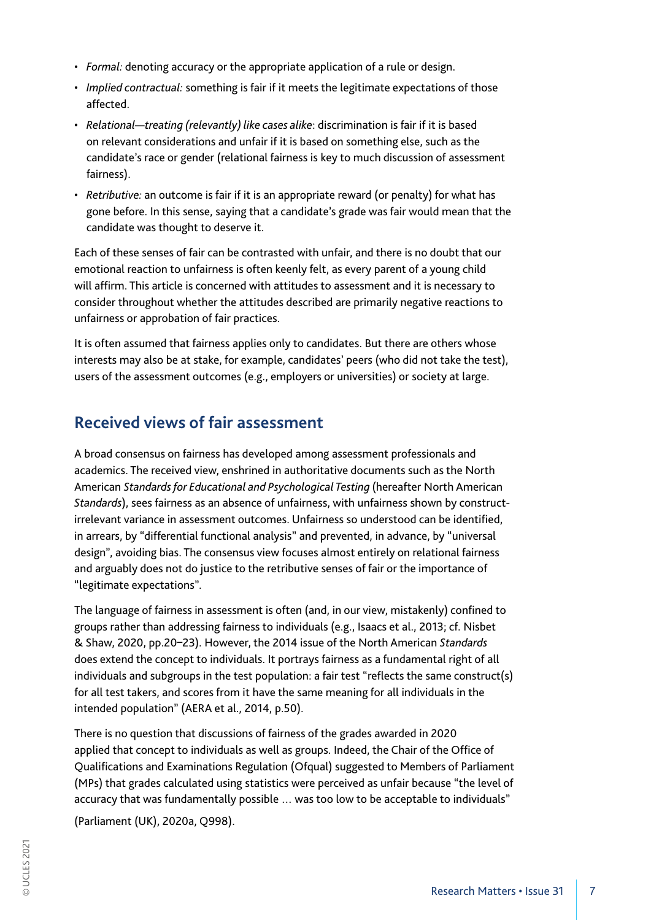- *Formal:* denoting accuracy or the appropriate application of a rule or design.
- *Implied contractual:* something is fair if it meets the legitimate expectations of those affected.
- *Relational—treating (relevantly) like cases alike*: discrimination is fair if it is based on relevant considerations and unfair if it is based on something else, such as the candidate's race or gender (relational fairness is key to much discussion of assessment fairness).
- *Retributive:* an outcome is fair if it is an appropriate reward (or penalty) for what has gone before. In this sense, saying that a candidate's grade was fair would mean that the candidate was thought to deserve it.

Each of these senses of fair can be contrasted with unfair, and there is no doubt that our emotional reaction to unfairness is often keenly felt, as every parent of a young child will affirm. This article is concerned with attitudes to assessment and it is necessary to consider throughout whether the attitudes described are primarily negative reactions to unfairness or approbation of fair practices.

It is often assumed that fairness applies only to candidates. But there are others whose interests may also be at stake, for example, candidates' peers (who did not take the test), users of the assessment outcomes (e.g., employers or universities) or society at large.

## Received views of fair assessment

A broad consensus on fairness has developed among assessment professionals and academics. The received view, enshrined in authoritative documents such as the North American *Standards for Educational and Psychological Testing* (hereafter North American *Standards*), sees fairness as an absence of unfairness, with unfairness shown by construct-irrelevant variance in assessment outcomes. Unfairness so understood can be identified, in arrears, by "differential functional analysis" and prevented, in advance, by "universal design", avoiding bias. The consensus view focuses almost entirely on relational fairness and arguably does not do justice to the retributive senses of fair or the importance of "legitimate expectations".

The language of fairness in assessment is often (and, in our view, mistakenly) confined to groups rather than addressing fairness to individuals (e.g., Isaacs et al., 2013; cf. Nisbet & Shaw, 2020, pp.20–23). However, the 2014 issue of the North American *Standards* does extend the concept to individuals. It portrays fairness as a fundamental right of all individuals and subgroups in the test population: a fair test "reflects the same construct(s) for all test takers, and scores from it have the same meaning for all individuals in the intended population" (AERA et al., 2014, p.50).

There is no question that discussions of fairness of the grades awarded in 2020 applied that concept to individuals as well as groups. Indeed, the Chair of the Office of Qualifications and Examinations Regulation (Ofqual) suggested to Members of Parliament (MPs) that grades calculated using statistics were perceived as unfair because "the level of accuracy that was fundamentally possible … was too low to be acceptable to individuals" (Parliament (UK), 2020a, Q998).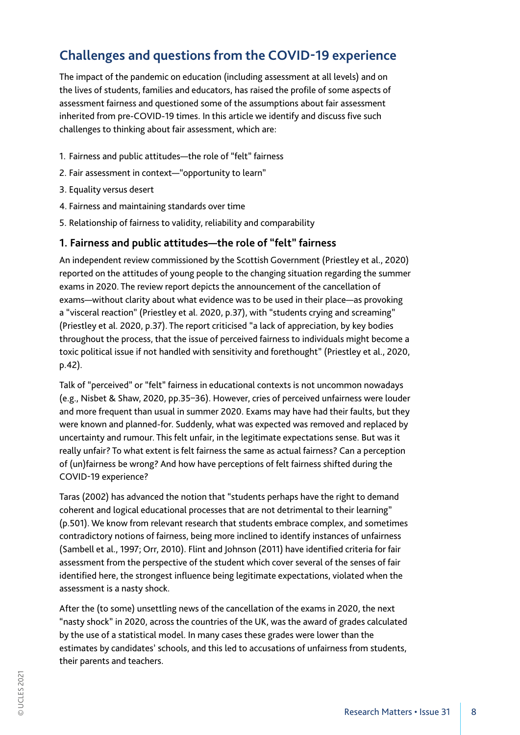## Challenges and questions from the COVID-19 experience

The impact of the pandemic on education (including assessment at all levels) and on the lives of students, families and educators, has raised the profile of some aspects of assessment fairness and questioned some of the assumptions about fair assessment inherited from pre-COVID-19 times. In this article we identify and discuss five such challenges to thinking about fair assessment, which are:

1. Fairness and public attitudes—the role of "felt" fairness
2. Fair assessment in context—"opportunity to learn"
3. Equality versus desert
4. Fairness and maintaining standards over time
5. Relationship of fairness to validity, reliability and comparability

### 1. Fairness and public attitudes—the role of "felt" fairness

An independent review commissioned by the Scottish Government (Priestley et al., 2020) reported on the attitudes of young people to the changing situation regarding the summer exams in 2020. The review report depicts the announcement of the cancellation of exams—without clarity about what evidence was to be used in their place—as provoking a "visceral reaction" (Priestley et al. 2020, p.37), with "students crying and screaming" (Priestley et al. 2020, p.37). The report criticised "a lack of appreciation, by key bodies throughout the process, that the issue of perceived fairness to individuals might become a toxic political issue if not handled with sensitivity and forethought" (Priestley et al., 2020, p.42).

Talk of "perceived" or "felt" fairness in educational contexts is not uncommon nowadays (e.g., Nisbet & Shaw, 2020, pp.35–36). However, cries of perceived unfairness were louder and more frequent than usual in summer 2020. Exams may have had their faults, but they were known and planned-for. Suddenly, what was expected was removed and replaced by uncertainty and rumour. This felt unfair, in the legitimate expectations sense. But was it really unfair? To what extent is felt fairness the same as actual fairness? Can a perception of (un)fairness be wrong? And how have perceptions of felt fairness shifted during the COVID-19 experience?

Taras (2002) has advanced the notion that "students perhaps have the right to demand coherent and logical educational processes that are not detrimental to their learning" (p.501). We know from relevant research that students embrace complex, and sometimes contradictory notions of fairness, being more inclined to identify instances of unfairness (Sambell et al., 1997; Orr, 2010). Flint and Johnson (2011) have identified criteria for fair assessment from the perspective of the student which cover several of the senses of fair identified here, the strongest influence being legitimate expectations, violated when the assessment is a nasty shock.

After the (to some) unsettling news of the cancellation of the exams in 2020, the next "nasty shock" in 2020, across the countries of the UK, was the award of grades calculated by the use of a statistical model. In many cases these grades were lower than the estimates by candidates' schools, and this led to accusations of unfairness from students, their parents and teachers.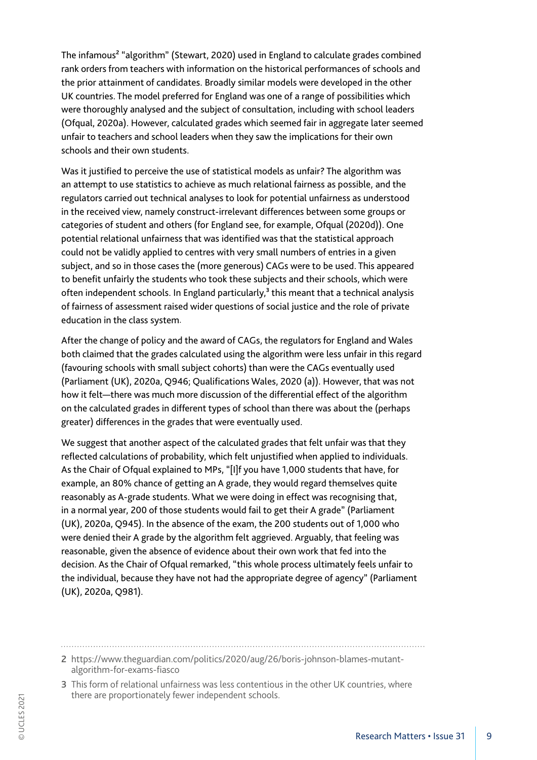The infamous[2] "algorithm" (Stewart, 2020) used in England to calculate grades combined rank orders from teachers with information on the historical performances of schools and the prior attainment of candidates. Broadly similar models were developed in the other UK countries. The model preferred for England was one of a range of possibilities which were thoroughly analysed and the subject of consultation, including with school leaders (Ofqual, 2020a). However, calculated grades which seemed fair in aggregate later seemed unfair to teachers and school leaders when they saw the implications for their own schools and their own students.

Was it justified to perceive the use of statistical models as unfair? The algorithm was an attempt to use statistics to achieve as much relational fairness as possible, and the regulators carried out technical analyses to look for potential unfairness as understood in the received view, namely construct-irrelevant differences between some groups or categories of student and others (for England see, for example, Ofqual (2020d)). One potential relational unfairness that was identified was that the statistical approach could not be validly applied to centres with very small numbers of entries in a given subject, and so in those cases the (more generous) CAGs were to be used. This appeared to benefit unfairly the students who took these subjects and their schools, which were often independent schools. In England particularly,[3] this meant that a technical analysis of fairness of assessment raised wider questions of social justice and the role of private education in the class system.

After the change of policy and the award of CAGs, the regulators for England and Wales both claimed that the grades calculated using the algorithm were less unfair in this regard (favouring schools with small subject cohorts) than were the CAGs eventually used (Parliament (UK), 2020a, Q946; Qualifications Wales, 2020 (a)). However, that was not how it felt—there was much more discussion of the differential effect of the algorithm on the calculated grades in different types of school than there was about the (perhaps greater) differences in the grades that were eventually used.

We suggest that another aspect of the calculated grades that felt unfair was that they reflected calculations of probability, which felt unjustified when applied to individuals. As the Chair of Ofqual explained to MPs, "[I]f you have 1,000 students that have, for example, an 80% chance of getting an A grade, they would regard themselves quite reasonably as A-grade students. What we were doing in effect was recognising that, in a normal year, 200 of those students would fail to get their A grade" (Parliament (UK), 2020a, Q945). In the absence of the exam, the 200 students out of 1,000 who were denied their A grade by the algorithm felt aggrieved. Arguably, that feeling was reasonable, given the absence of evidence about their own work that fed into the decision. As the Chair of Ofqual remarked, "this whole process ultimately feels unfair to the individual, because they have not had the appropriate degree of agency" (Parliament (UK), 2020a, Q981).

---

2 https://www.theguardian.com/politics/2020/aug/26/boris-johnson-blames-mutant-algorithm-for-exams-fiasco

3 This form of relational unfairness was less contentious in the other UK countries, where there are proportionately fewer independent schools.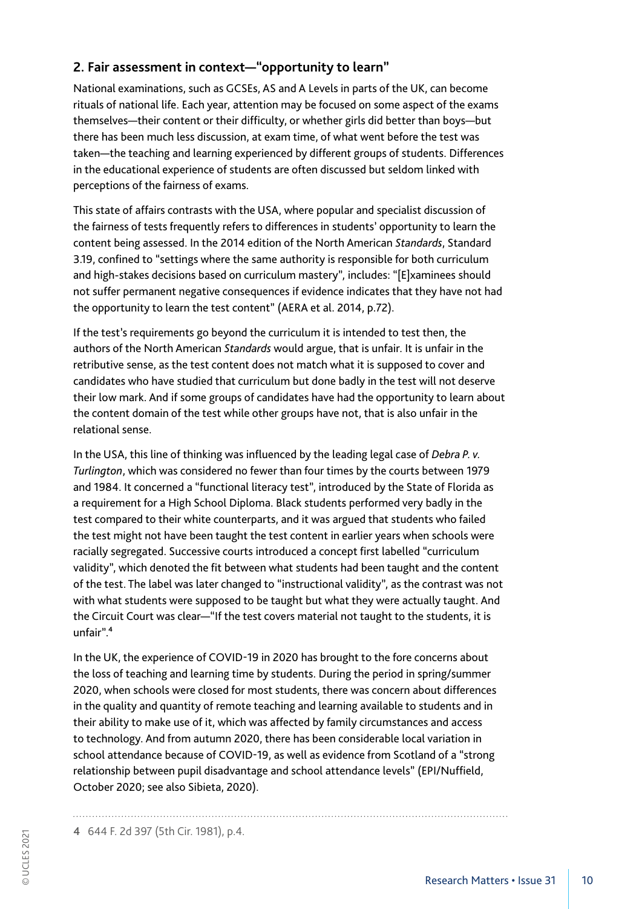## 2. Fair assessment in context—"opportunity to learn"

National examinations, such as GCSEs, AS and A Levels in parts of the UK, can become rituals of national life. Each year, attention may be focused on some aspect of the exams themselves—their content or their difficulty, or whether girls did better than boys—but there has been much less discussion, at exam time, of what went before the test was taken—the teaching and learning experienced by different groups of students. Differences in the educational experience of students are often discussed but seldom linked with perceptions of the fairness of exams.

This state of affairs contrasts with the USA, where popular and specialist discussion of the fairness of tests frequently refers to differences in students' opportunity to learn the content being assessed. In the 2014 edition of the North American *Standards*, Standard 3.19, confined to "settings where the same authority is responsible for both curriculum and high-stakes decisions based on curriculum mastery", includes: "[E]xaminees should not suffer permanent negative consequences if evidence indicates that they have not had the opportunity to learn the test content" (AERA et al. 2014, p.72).

If the test's requirements go beyond the curriculum it is intended to test then, the authors of the North American *Standards* would argue, that is unfair. It is unfair in the retributive sense, as the test content does not match what it is supposed to cover and candidates who have studied that curriculum but done badly in the test will not deserve their low mark. And if some groups of candidates have had the opportunity to learn about the content domain of the test while other groups have not, that is also unfair in the relational sense.

In the USA, this line of thinking was influenced by the leading legal case of *Debra P. v. Turlington*, which was considered no fewer than four times by the courts between 1979 and 1984. It concerned a "functional literacy test", introduced by the State of Florida as a requirement for a High School Diploma. Black students performed very badly in the test compared to their white counterparts, and it was argued that students who failed the test might not have been taught the test content in earlier years when schools were racially segregated. Successive courts introduced a concept first labelled "curriculum validity", which denoted the fit between what students had been taught and the content of the test. The label was later changed to "instructional validity", as the contrast was not with what students were supposed to be taught but what they were actually taught. And the Circuit Court was clear—"If the test covers material not taught to the students, it is unfair".[4]

In the UK, the experience of COVID-19 in 2020 has brought to the fore concerns about the loss of teaching and learning time by students. During the period in spring/summer 2020, when schools were closed for most students, there was concern about differences in the quality and quantity of remote teaching and learning available to students and in their ability to make use of it, which was affected by family circumstances and access to technology. And from autumn 2020, there has been considerable local variation in school attendance because of COVID-19, as well as evidence from Scotland of a "strong relationship between pupil disadvantage and school attendance levels" (EPI/Nuffield, October 2020; see also Sibieta, 2020).

---

4 644 F. 2d 397 (5th Cir. 1981), p.4.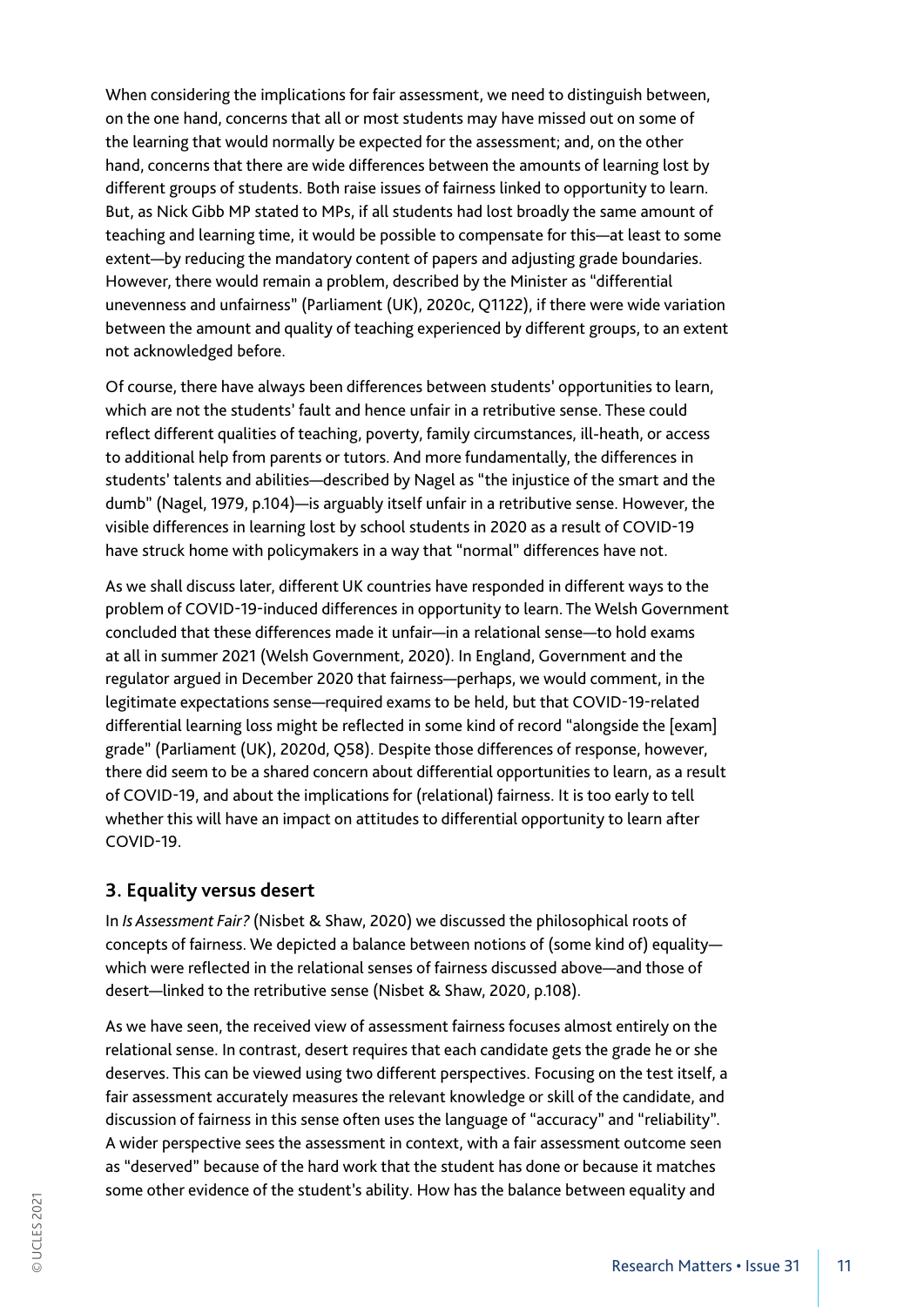When considering the implications for fair assessment, we need to distinguish between, on the one hand, concerns that all or most students may have missed out on some of the learning that would normally be expected for the assessment; and, on the other hand, concerns that there are wide differences between the amounts of learning lost by different groups of students. Both raise issues of fairness linked to opportunity to learn. But, as Nick Gibb MP stated to MPs, if all students had lost broadly the same amount of teaching and learning time, it would be possible to compensate for this—at least to some extent—by reducing the mandatory content of papers and adjusting grade boundaries. However, there would remain a problem, described by the Minister as "differential unevenness and unfairness" (Parliament (UK), 2020c, Q1122), if there were wide variation between the amount and quality of teaching experienced by different groups, to an extent not acknowledged before.

Of course, there have always been differences between students' opportunities to learn, which are not the students' fault and hence unfair in a retributive sense. These could reflect different qualities of teaching, poverty, family circumstances, ill-heath, or access to additional help from parents or tutors. And more fundamentally, the differences in students' talents and abilities—described by Nagel as "the injustice of the smart and the dumb" (Nagel, 1979, p.104)—is arguably itself unfair in a retributive sense. However, the visible differences in learning lost by school students in 2020 as a result of COVID-19 have struck home with policymakers in a way that "normal" differences have not.

As we shall discuss later, different UK countries have responded in different ways to the problem of COVID-19-induced differences in opportunity to learn. The Welsh Government concluded that these differences made it unfair—in a relational sense—to hold exams at all in summer 2021 (Welsh Government, 2020). In England, Government and the regulator argued in December 2020 that fairness—perhaps, we would comment, in the legitimate expectations sense—required exams to be held, but that COVID-19-related differential learning loss might be reflected in some kind of record "alongside the [exam] grade" (Parliament (UK), 2020d, Q58). Despite those differences of response, however, there did seem to be a shared concern about differential opportunities to learn, as a result of COVID-19, and about the implications for (relational) fairness. It is too early to tell whether this will have an impact on attitudes to differential opportunity to learn after COVID-19.

## 3. Equality versus desert

In *Is Assessment Fair?* (Nisbet & Shaw, 2020) we discussed the philosophical roots of concepts of fairness. We depicted a balance between notions of (some kind of) equality—which were reflected in the relational senses of fairness discussed above—and those of desert—linked to the retributive sense (Nisbet & Shaw, 2020, p.108).

As we have seen, the received view of assessment fairness focuses almost entirely on the relational sense. In contrast, desert requires that each candidate gets the grade he or she deserves. This can be viewed using two different perspectives. Focusing on the test itself, a fair assessment accurately measures the relevant knowledge or skill of the candidate, and discussion of fairness in this sense often uses the language of "accuracy" and "reliability". A wider perspective sees the assessment in context, with a fair assessment outcome seen as "deserved" because of the hard work that the student has done or because it matches some other evidence of the student's ability. How has the balance between equality and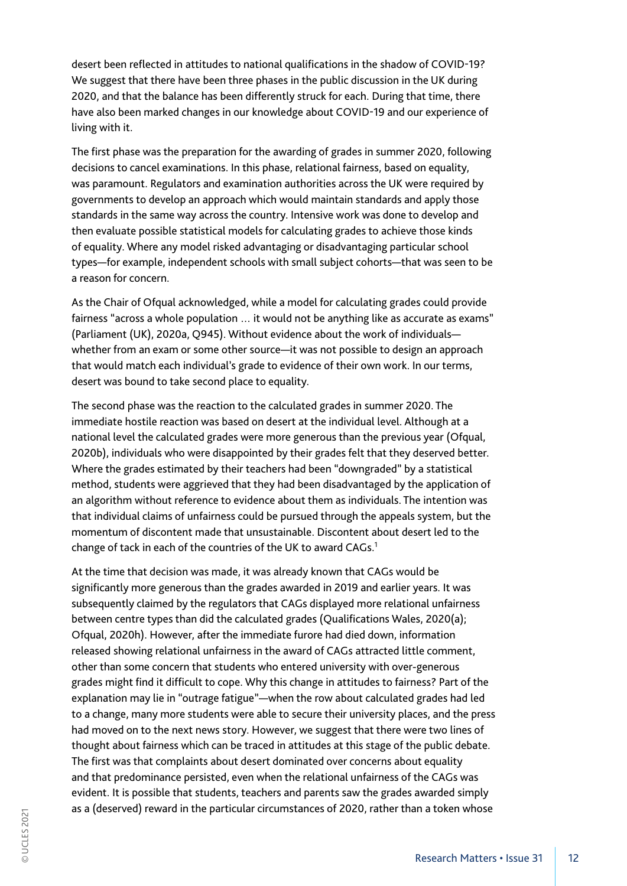desert been reflected in attitudes to national qualifications in the shadow of COVID-19? We suggest that there have been three phases in the public discussion in the UK during 2020, and that the balance has been differently struck for each. During that time, there have also been marked changes in our knowledge about COVID-19 and our experience of living with it.

The first phase was the preparation for the awarding of grades in summer 2020, following decisions to cancel examinations. In this phase, relational fairness, based on equality, was paramount. Regulators and examination authorities across the UK were required by governments to develop an approach which would maintain standards and apply those standards in the same way across the country. Intensive work was done to develop and then evaluate possible statistical models for calculating grades to achieve those kinds of equality. Where any model risked advantaging or disadvantaging particular school types—for example, independent schools with small subject cohorts—that was seen to be a reason for concern.

As the Chair of Ofqual acknowledged, while a model for calculating grades could provide fairness "across a whole population … it would not be anything like as accurate as exams" (Parliament (UK), 2020a, Q945). Without evidence about the work of individuals—whether from an exam or some other source—it was not possible to design an approach that would match each individual's grade to evidence of their own work. In our terms, desert was bound to take second place to equality.

The second phase was the reaction to the calculated grades in summer 2020. The immediate hostile reaction was based on desert at the individual level. Although at a national level the calculated grades were more generous than the previous year (Ofqual, 2020b), individuals who were disappointed by their grades felt that they deserved better. Where the grades estimated by their teachers had been "downgraded" by a statistical method, students were aggrieved that they had been disadvantaged by the application of an algorithm without reference to evidence about them as individuals. The intention was that individual claims of unfairness could be pursued through the appeals system, but the momentum of discontent made that unsustainable. Discontent about desert led to the change of tack in each of the countries of the UK to award CAGs.[1]

At the time that decision was made, it was already known that CAGs would be significantly more generous than the grades awarded in 2019 and earlier years. It was subsequently claimed by the regulators that CAGs displayed more relational unfairness between centre types than did the calculated grades (Qualifications Wales, 2020(a); Ofqual, 2020h). However, after the immediate furore had died down, information released showing relational unfairness in the award of CAGs attracted little comment, other than some concern that students who entered university with over-generous grades might find it difficult to cope. Why this change in attitudes to fairness? Part of the explanation may lie in "outrage fatigue"—when the row about calculated grades had led to a change, many more students were able to secure their university places, and the press had moved on to the next news story. However, we suggest that there were two lines of thought about fairness which can be traced in attitudes at this stage of the public debate. The first was that complaints about desert dominated over concerns about equality and that predominance persisted, even when the relational unfairness of the CAGs was evident. It is possible that students, teachers and parents saw the grades awarded simply as a (deserved) reward in the particular circumstances of 2020, rather than a token whose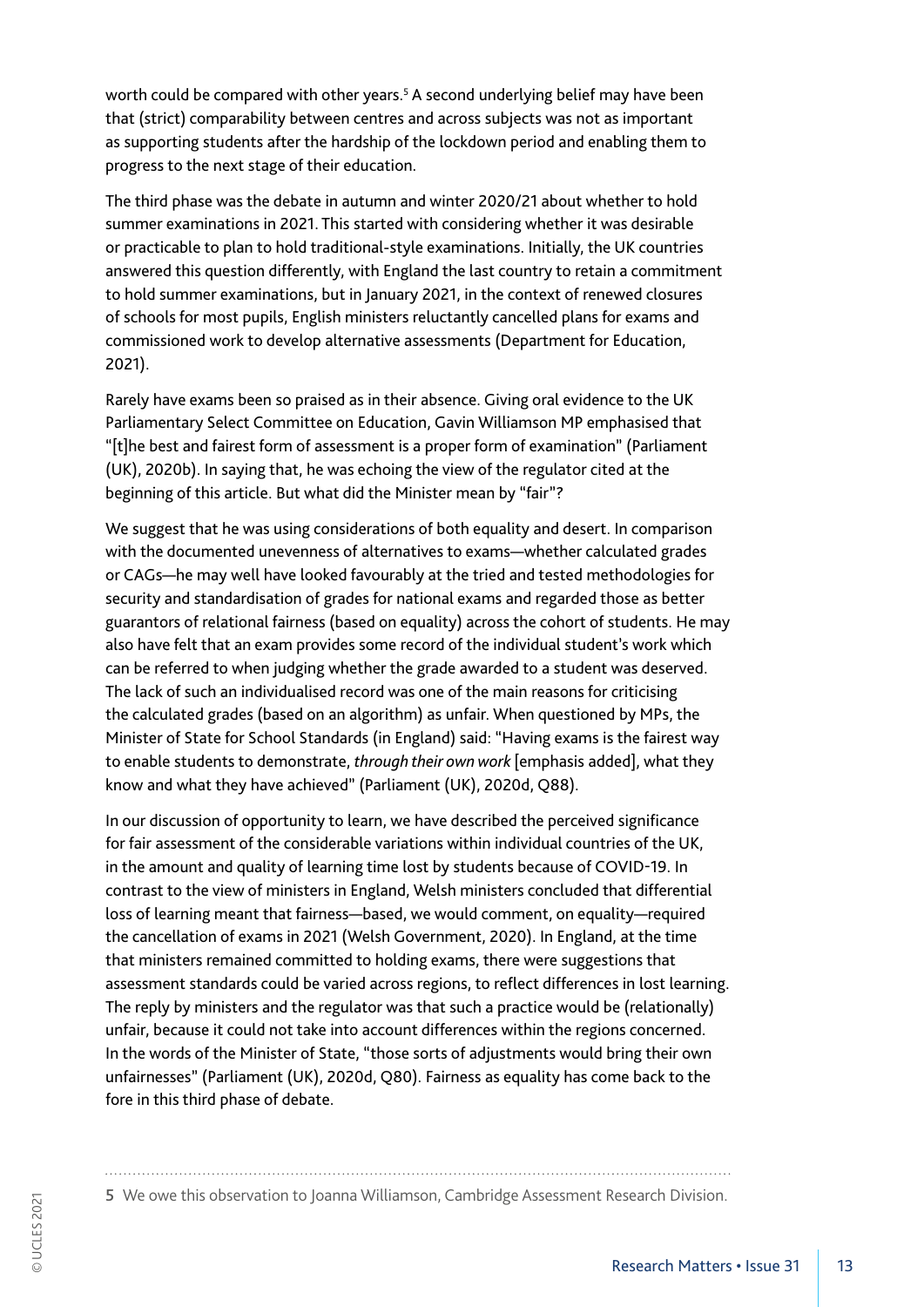worth could be compared with other years.[5] A second underlying belief may have been that (strict) comparability between centres and across subjects was not as important as supporting students after the hardship of the lockdown period and enabling them to progress to the next stage of their education.

The third phase was the debate in autumn and winter 2020/21 about whether to hold summer examinations in 2021. This started with considering whether it was desirable or practicable to plan to hold traditional-style examinations. Initially, the UK countries answered this question differently, with England the last country to retain a commitment to hold summer examinations, but in January 2021, in the context of renewed closures of schools for most pupils, English ministers reluctantly cancelled plans for exams and commissioned work to develop alternative assessments (Department for Education, 2021).

Rarely have exams been so praised as in their absence. Giving oral evidence to the UK Parliamentary Select Committee on Education, Gavin Williamson MP emphasised that "[t]he best and fairest form of assessment is a proper form of examination" (Parliament (UK), 2020b). In saying that, he was echoing the view of the regulator cited at the beginning of this article. But what did the Minister mean by "fair"?

We suggest that he was using considerations of both equality and desert. In comparison with the documented unevenness of alternatives to exams—whether calculated grades or CAGs—he may well have looked favourably at the tried and tested methodologies for security and standardisation of grades for national exams and regarded those as better guarantors of relational fairness (based on equality) across the cohort of students. He may also have felt that an exam provides some record of the individual student's work which can be referred to when judging whether the grade awarded to a student was deserved. The lack of such an individualised record was one of the main reasons for criticising the calculated grades (based on an algorithm) as unfair. When questioned by MPs, the Minister of State for School Standards (in England) said: "Having exams is the fairest way to enable students to demonstrate, *through their own work* [emphasis added], what they know and what they have achieved" (Parliament (UK), 2020d, Q88).

In our discussion of opportunity to learn, we have described the perceived significance for fair assessment of the considerable variations within individual countries of the UK, in the amount and quality of learning time lost by students because of COVID-19. In contrast to the view of ministers in England, Welsh ministers concluded that differential loss of learning meant that fairness—based, we would comment, on equality—required the cancellation of exams in 2021 (Welsh Government, 2020). In England, at the time that ministers remained committed to holding exams, there were suggestions that assessment standards could be varied across regions, to reflect differences in lost learning. The reply by ministers and the regulator was that such a practice would be (relationally) unfair, because it could not take into account differences within the regions concerned. In the words of the Minister of State, "those sorts of adjustments would bring their own unfairnesses" (Parliament (UK), 2020d, Q80). Fairness as equality has come back to the fore in this third phase of debate.

---

5 We owe this observation to Joanna Williamson, Cambridge Assessment Research Division.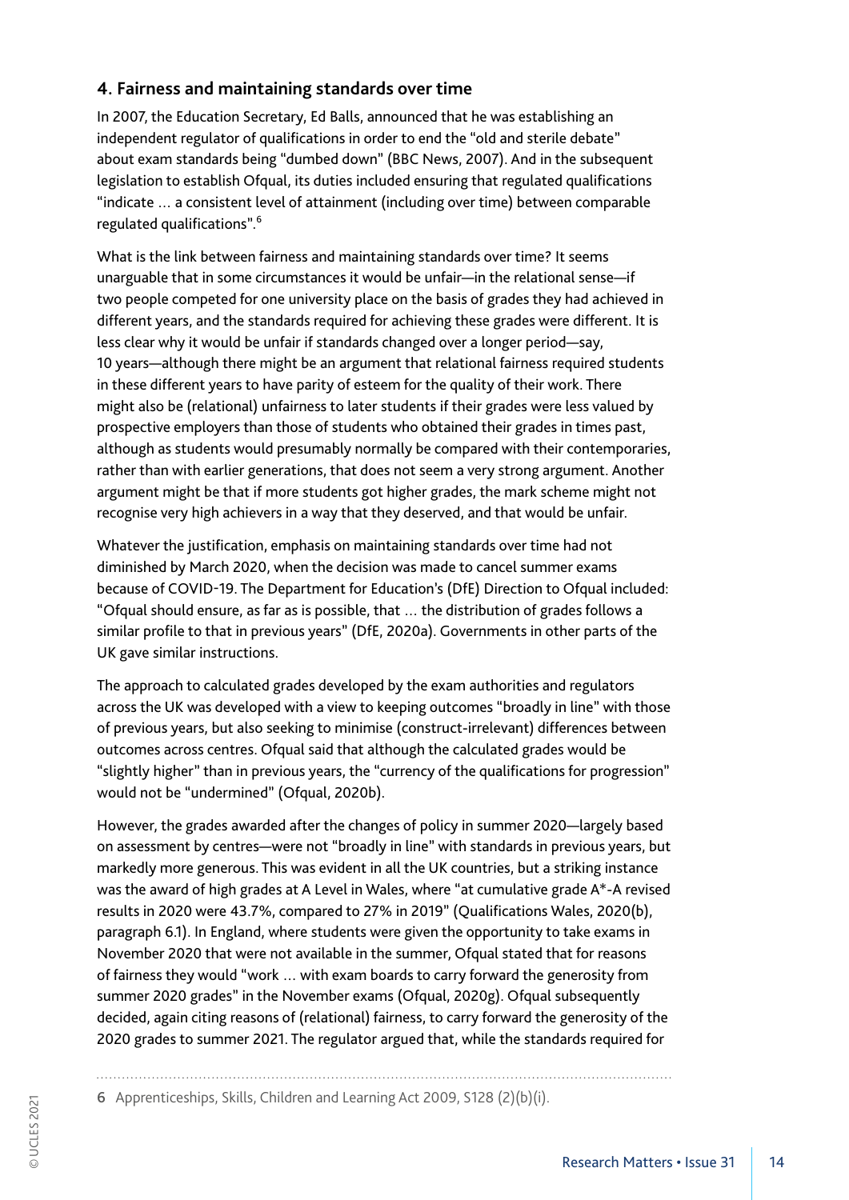## 4. Fairness and maintaining standards over time

In 2007, the Education Secretary, Ed Balls, announced that he was establishing an independent regulator of qualifications in order to end the "old and sterile debate" about exam standards being "dumbed down" (BBC News, 2007). And in the subsequent legislation to establish Ofqual, its duties included ensuring that regulated qualifications "indicate … a consistent level of attainment (including over time) between comparable regulated qualifications".[6]

What is the link between fairness and maintaining standards over time? It seems unarguable that in some circumstances it would be unfair—in the relational sense—if two people competed for one university place on the basis of grades they had achieved in different years, and the standards required for achieving these grades were different. It is less clear why it would be unfair if standards changed over a longer period—say, 10 years—although there might be an argument that relational fairness required students in these different years to have parity of esteem for the quality of their work. There might also be (relational) unfairness to later students if their grades were less valued by prospective employers than those of students who obtained their grades in times past, although as students would presumably normally be compared with their contemporaries, rather than with earlier generations, that does not seem a very strong argument. Another argument might be that if more students got higher grades, the mark scheme might not recognise very high achievers in a way that they deserved, and that would be unfair.

Whatever the justification, emphasis on maintaining standards over time had not diminished by March 2020, when the decision was made to cancel summer exams because of COVID-19. The Department for Education's (DfE) Direction to Ofqual included: "Ofqual should ensure, as far as is possible, that … the distribution of grades follows a similar profile to that in previous years" (DfE, 2020a). Governments in other parts of the UK gave similar instructions.

The approach to calculated grades developed by the exam authorities and regulators across the UK was developed with a view to keeping outcomes "broadly in line" with those of previous years, but also seeking to minimise (construct-irrelevant) differences between outcomes across centres. Ofqual said that although the calculated grades would be "slightly higher" than in previous years, the "currency of the qualifications for progression" would not be "undermined" (Ofqual, 2020b).

However, the grades awarded after the changes of policy in summer 2020—largely based on assessment by centres—were not "broadly in line" with standards in previous years, but markedly more generous. This was evident in all the UK countries, but a striking instance was the award of high grades at A Level in Wales, where "at cumulative grade A*-A revised results in 2020 were 43.7%, compared to 27% in 2019" (Qualifications Wales, 2020(b), paragraph 6.1). In England, where students were given the opportunity to take exams in November 2020 that were not available in the summer, Ofqual stated that for reasons of fairness they would "work … with exam boards to carry forward the generosity from summer 2020 grades" in the November exams (Ofqual, 2020g). Ofqual subsequently decided, again citing reasons of (relational) fairness, to carry forward the generosity of the 2020 grades to summer 2021. The regulator argued that, while the standards required for

---

6 Apprenticeships, Skills, Children and Learning Act 2009, S128 (2)(b)(i).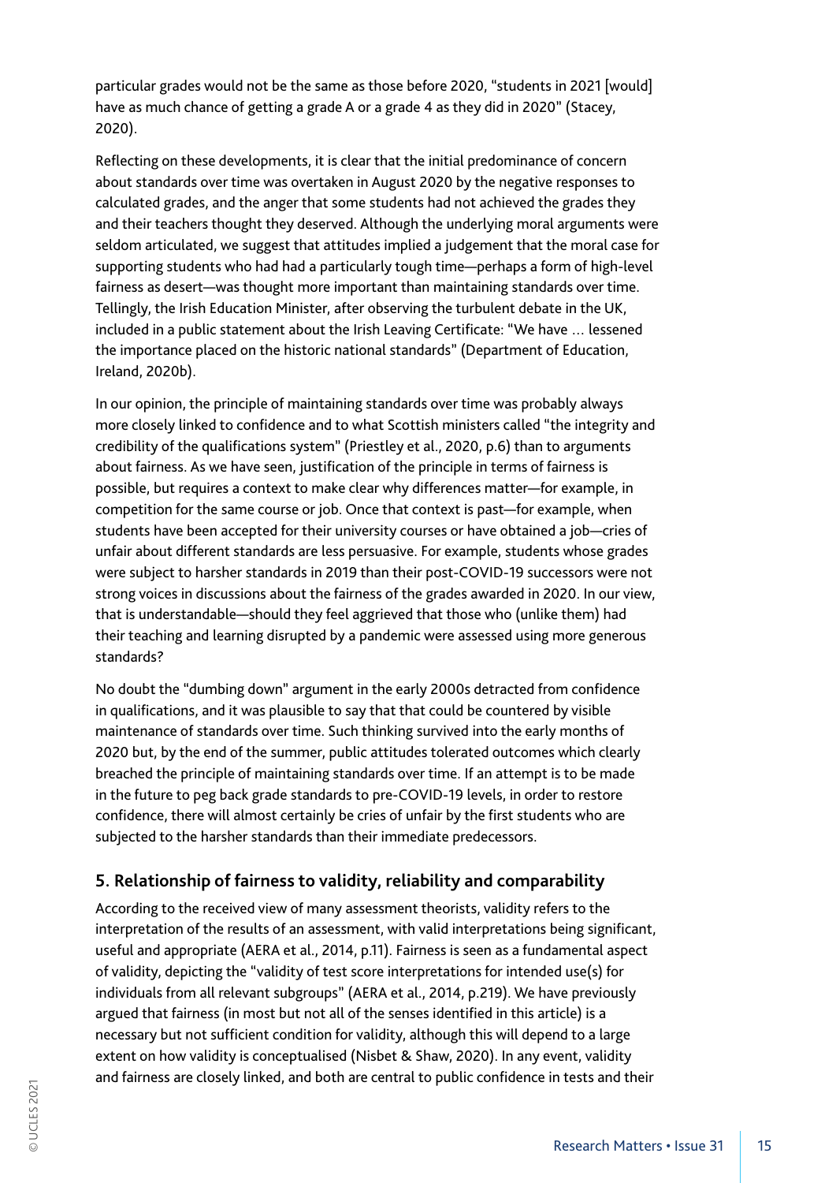particular grades would not be the same as those before 2020, "students in 2021 [would] have as much chance of getting a grade A or a grade 4 as they did in 2020" (Stacey, 2020).

Reflecting on these developments, it is clear that the initial predominance of concern about standards over time was overtaken in August 2020 by the negative responses to calculated grades, and the anger that some students had not achieved the grades they and their teachers thought they deserved. Although the underlying moral arguments were seldom articulated, we suggest that attitudes implied a judgement that the moral case for supporting students who had had a particularly tough time—perhaps a form of high-level fairness as desert—was thought more important than maintaining standards over time. Tellingly, the Irish Education Minister, after observing the turbulent debate in the UK, included in a public statement about the Irish Leaving Certificate: "We have … lessened the importance placed on the historic national standards" (Department of Education, Ireland, 2020b).

In our opinion, the principle of maintaining standards over time was probably always more closely linked to confidence and to what Scottish ministers called "the integrity and credibility of the qualifications system" (Priestley et al., 2020, p.6) than to arguments about fairness. As we have seen, justification of the principle in terms of fairness is possible, but requires a context to make clear why differences matter—for example, in competition for the same course or job. Once that context is past—for example, when students have been accepted for their university courses or have obtained a job—cries of unfair about different standards are less persuasive. For example, students whose grades were subject to harsher standards in 2019 than their post-COVID-19 successors were not strong voices in discussions about the fairness of the grades awarded in 2020. In our view, that is understandable—should they feel aggrieved that those who (unlike them) had their teaching and learning disrupted by a pandemic were assessed using more generous standards?

No doubt the "dumbing down" argument in the early 2000s detracted from confidence in qualifications, and it was plausible to say that that could be countered by visible maintenance of standards over time. Such thinking survived into the early months of 2020 but, by the end of the summer, public attitudes tolerated outcomes which clearly breached the principle of maintaining standards over time. If an attempt is to be made in the future to peg back grade standards to pre-COVID-19 levels, in order to restore confidence, there will almost certainly be cries of unfair by the first students who are subjected to the harsher standards than their immediate predecessors.

## 5. Relationship of fairness to validity, reliability and comparability

According to the received view of many assessment theorists, validity refers to the interpretation of the results of an assessment, with valid interpretations being significant, useful and appropriate (AERA et al., 2014, p.11). Fairness is seen as a fundamental aspect of validity, depicting the "validity of test score interpretations for intended use(s) for individuals from all relevant subgroups" (AERA et al., 2014, p.219). We have previously argued that fairness (in most but not all of the senses identified in this article) is a necessary but not sufficient condition for validity, although this will depend to a large extent on how validity is conceptualised (Nisbet & Shaw, 2020). In any event, validity and fairness are closely linked, and both are central to public confidence in tests and their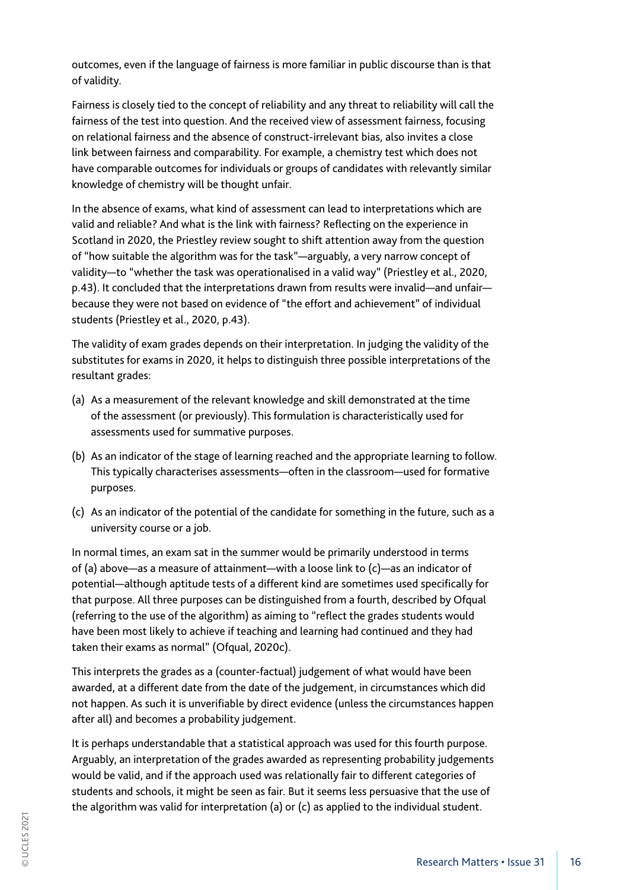outcomes, even if the language of fairness is more familiar in public discourse than is that of validity.

Fairness is closely tied to the concept of reliability and any threat to reliability will call the fairness of the test into question. And the received view of assessment fairness, focusing on relational fairness and the absence of construct-irrelevant bias, also invites a close link between fairness and comparability. For example, a chemistry test which does not have comparable outcomes for individuals or groups of candidates with relevantly similar knowledge of chemistry will be thought unfair.

In the absence of exams, what kind of assessment can lead to interpretations which are valid and reliable? And what is the link with fairness? Reflecting on the experience in Scotland in 2020, the Priestley review sought to shift attention away from the question of "how suitable the algorithm was for the task"—arguably, a very narrow concept of validity—to "whether the task was operationalised in a valid way" (Priestley et al., 2020, p.43). It concluded that the interpretations drawn from results were invalid—and unfair—because they were not based on evidence of "the effort and achievement" of individual students (Priestley et al., 2020, p.43).

The validity of exam grades depends on their interpretation. In judging the validity of the substitutes for exams in 2020, it helps to distinguish three possible interpretations of the resultant grades:

(a) As a measurement of the relevant knowledge and skill demonstrated at the time of the assessment (or previously). This formulation is characteristically used for assessments used for summative purposes.

(b) As an indicator of the stage of learning reached and the appropriate learning to follow. This typically characterises assessments—often in the classroom—used for formative purposes.

(c) As an indicator of the potential of the candidate for something in the future, such as a university course or a job.

In normal times, an exam sat in the summer would be primarily understood in terms of (a) above—as a measure of attainment—with a loose link to (c)—as an indicator of potential—although aptitude tests of a different kind are sometimes used specifically for that purpose. All three purposes can be distinguished from a fourth, described by Ofqual (referring to the use of the algorithm) as aiming to "reflect the grades students would have been most likely to achieve if teaching and learning had continued and they had taken their exams as normal" (Ofqual, 2020c).

This interprets the grades as a (counter-factual) judgement of what would have been awarded, at a different date from the date of the judgement, in circumstances which did not happen. As such it is unverifiable by direct evidence (unless the circumstances happen after all) and becomes a probability judgement.

It is perhaps understandable that a statistical approach was used for this fourth purpose. Arguably, an interpretation of the grades awarded as representing probability judgements would be valid, and if the approach used was relationally fair to different categories of students and schools, it might be seen as fair. But it seems less persuasive that the use of the algorithm was valid for interpretation (a) or (c) as applied to the individual student.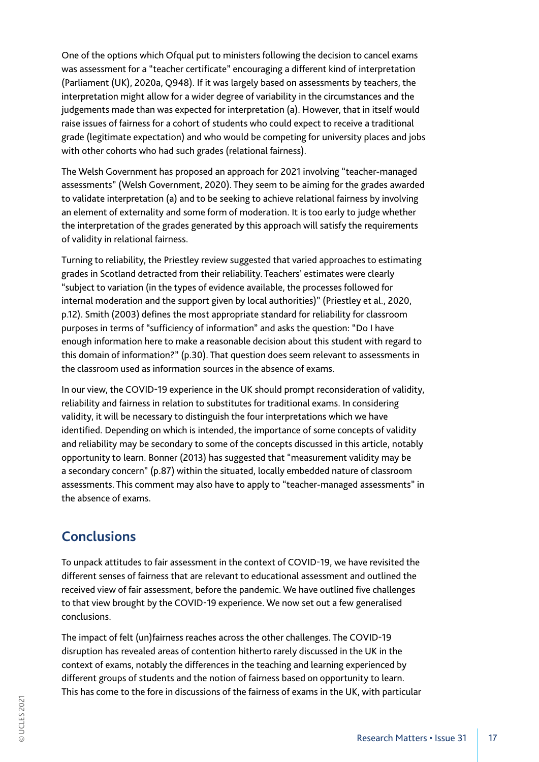One of the options which Ofqual put to ministers following the decision to cancel exams was assessment for a "teacher certificate" encouraging a different kind of interpretation (Parliament (UK), 2020a, Q948). If it was largely based on assessments by teachers, the interpretation might allow for a wider degree of variability in the circumstances and the judgements made than was expected for interpretation (a). However, that in itself would raise issues of fairness for a cohort of students who could expect to receive a traditional grade (legitimate expectation) and who would be competing for university places and jobs with other cohorts who had such grades (relational fairness).

The Welsh Government has proposed an approach for 2021 involving "teacher-managed assessments" (Welsh Government, 2020). They seem to be aiming for the grades awarded to validate interpretation (a) and to be seeking to achieve relational fairness by involving an element of externality and some form of moderation. It is too early to judge whether the interpretation of the grades generated by this approach will satisfy the requirements of validity in relational fairness.

Turning to reliability, the Priestley review suggested that varied approaches to estimating grades in Scotland detracted from their reliability. Teachers' estimates were clearly "subject to variation (in the types of evidence available, the processes followed for internal moderation and the support given by local authorities)" (Priestley et al., 2020, p.12). Smith (2003) defines the most appropriate standard for reliability for classroom purposes in terms of "sufficiency of information" and asks the question: "Do I have enough information here to make a reasonable decision about this student with regard to this domain of information?" (p.30). That question does seem relevant to assessments in the classroom used as information sources in the absence of exams.

In our view, the COVID-19 experience in the UK should prompt reconsideration of validity, reliability and fairness in relation to substitutes for traditional exams. In considering validity, it will be necessary to distinguish the four interpretations which we have identified. Depending on which is intended, the importance of some concepts of validity and reliability may be secondary to some of the concepts discussed in this article, notably opportunity to learn. Bonner (2013) has suggested that "measurement validity may be a secondary concern" (p.87) within the situated, locally embedded nature of classroom assessments. This comment may also have to apply to "teacher-managed assessments" in the absence of exams.

## Conclusions

To unpack attitudes to fair assessment in the context of COVID-19, we have revisited the different senses of fairness that are relevant to educational assessment and outlined the received view of fair assessment, before the pandemic. We have outlined five challenges to that view brought by the COVID-19 experience. We now set out a few generalised conclusions.

The impact of felt (un)fairness reaches across the other challenges. The COVID-19 disruption has revealed areas of contention hitherto rarely discussed in the UK in the context of exams, notably the differences in the teaching and learning experienced by different groups of students and the notion of fairness based on opportunity to learn. This has come to the fore in discussions of the fairness of exams in the UK, with particular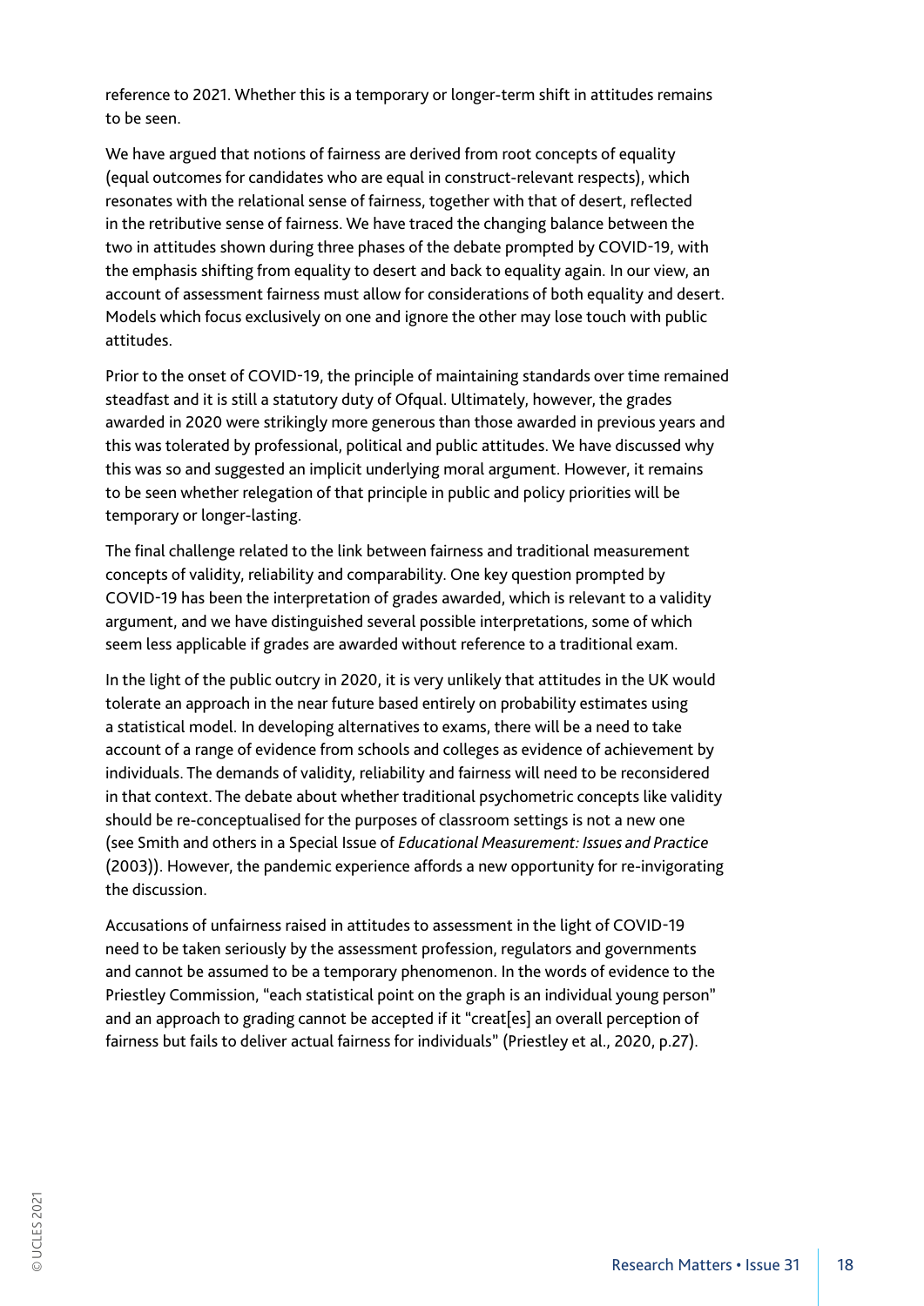reference to 2021. Whether this is a temporary or longer-term shift in attitudes remains to be seen.

We have argued that notions of fairness are derived from root concepts of equality (equal outcomes for candidates who are equal in construct-relevant respects), which resonates with the relational sense of fairness, together with that of desert, reflected in the retributive sense of fairness. We have traced the changing balance between the two in attitudes shown during three phases of the debate prompted by COVID-19, with the emphasis shifting from equality to desert and back to equality again. In our view, an account of assessment fairness must allow for considerations of both equality and desert. Models which focus exclusively on one and ignore the other may lose touch with public attitudes.

Prior to the onset of COVID-19, the principle of maintaining standards over time remained steadfast and it is still a statutory duty of Ofqual. Ultimately, however, the grades awarded in 2020 were strikingly more generous than those awarded in previous years and this was tolerated by professional, political and public attitudes. We have discussed why this was so and suggested an implicit underlying moral argument. However, it remains to be seen whether relegation of that principle in public and policy priorities will be temporary or longer-lasting.

The final challenge related to the link between fairness and traditional measurement concepts of validity, reliability and comparability. One key question prompted by COVID-19 has been the interpretation of grades awarded, which is relevant to a validity argument, and we have distinguished several possible interpretations, some of which seem less applicable if grades are awarded without reference to a traditional exam.

In the light of the public outcry in 2020, it is very unlikely that attitudes in the UK would tolerate an approach in the near future based entirely on probability estimates using a statistical model. In developing alternatives to exams, there will be a need to take account of a range of evidence from schools and colleges as evidence of achievement by individuals. The demands of validity, reliability and fairness will need to be reconsidered in that context. The debate about whether traditional psychometric concepts like validity should be re-conceptualised for the purposes of classroom settings is not a new one (see Smith and others in a Special Issue of *Educational Measurement: Issues and Practice* (2003)). However, the pandemic experience affords a new opportunity for re-invigorating the discussion.

Accusations of unfairness raised in attitudes to assessment in the light of COVID-19 need to be taken seriously by the assessment profession, regulators and governments and cannot be assumed to be a temporary phenomenon. In the words of evidence to the Priestley Commission, "each statistical point on the graph is an individual young person" and an approach to grading cannot be accepted if it "creat[es] an overall perception of fairness but fails to deliver actual fairness for individuals" (Priestley et al., 2020, p.27).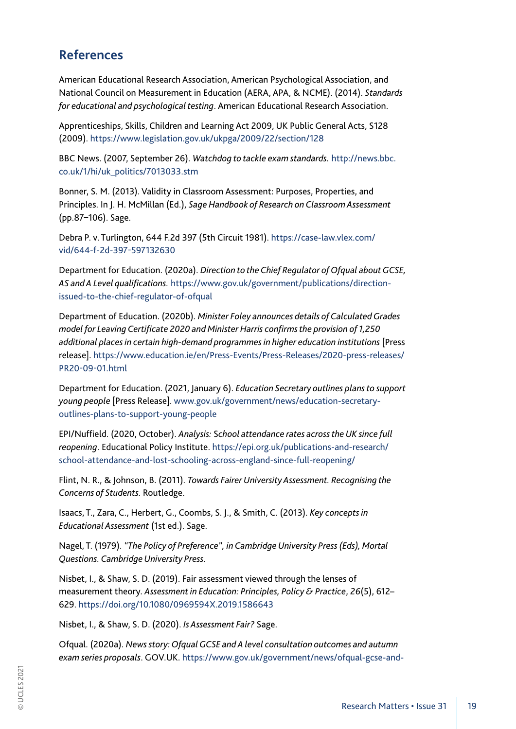## References

American Educational Research Association, American Psychological Association, and National Council on Measurement in Education (AERA, APA, & NCME). (2014). *Standards for educational and psychological testing*. American Educational Research Association.

Apprenticeships, Skills, Children and Learning Act 2009, UK Public General Acts, S128 (2009). https://www.legislation.gov.uk/ukpga/2009/22/section/128

BBC News. (2007, September 26). *Watchdog to tackle exam standards.* http://news.bbc.co.uk/1/hi/uk_politics/7013033.stm

Bonner, S. M. (2013). Validity in Classroom Assessment: Purposes, Properties, and Principles. In J. H. McMillan (Ed.), *Sage Handbook of Research on Classroom Assessment* (pp.87–106). Sage.

Debra P. v. Turlington, 644 F.2d 397 (5th Circuit 1981). https://case-law.vlex.com/vid/644-f-2d-397-597132630

Department for Education. (2020a). *Direction to the Chief Regulator of Ofqual about GCSE, AS and A Level qualifications.* https://www.gov.uk/government/publications/direction-issued-to-the-chief-regulator-of-ofqual

Department of Education. (2020b). *Minister Foley announces details of Calculated Grades model for Leaving Certificate 2020 and Minister Harris confirms the provision of 1,250 additional places in certain high-demand programmes in higher education institutions* [Press release]. https://www.education.ie/en/Press-Events/Press-Releases/2020-press-releases/PR20-09-01.html

Department for Education. (2021, January 6). *Education Secretary outlines plans to support young people* [Press Release]. www.gov.uk/government/news/education-secretary-outlines-plans-to-support-young-people

EPI/Nuffield. (2020, October). *Analysis:* School *attendance rates across the UK since full reopening*. Educational Policy Institute. https://epi.org.uk/publications-and-research/school-attendance-and-lost-schooling-across-england-since-full-reopening/

Flint, N. R., & Johnson, B. (2011). *Towards Fairer University Assessment. Recognising the Concerns of Students.* Routledge.

Isaacs, T., Zara, C., Herbert, G., Coombs, S. J., & Smith, C. (2013). *Key concepts in Educational Assessment* (1st ed.). Sage.

Nagel, T. (1979). *"The Policy of Preference", in Cambridge University Press (Eds), Mortal Questions. Cambridge University Press.*

Nisbet, I., & Shaw, S. D. (2019). Fair assessment viewed through the lenses of measurement theory. *Assessment in Education: Principles, Policy & Practice*, *26*(5), 612–629. https://doi.org/10.1080/0969594X.2019.1586643

Nisbet, I., & Shaw, S. D. (2020). *Is Assessment Fair?* Sage.

Ofqual. (2020a). *News story: Ofqual GCSE and A level consultation outcomes and autumn exam series proposals*. GOV.UK. https://www.gov.uk/government/news/ofqual-gcse-and-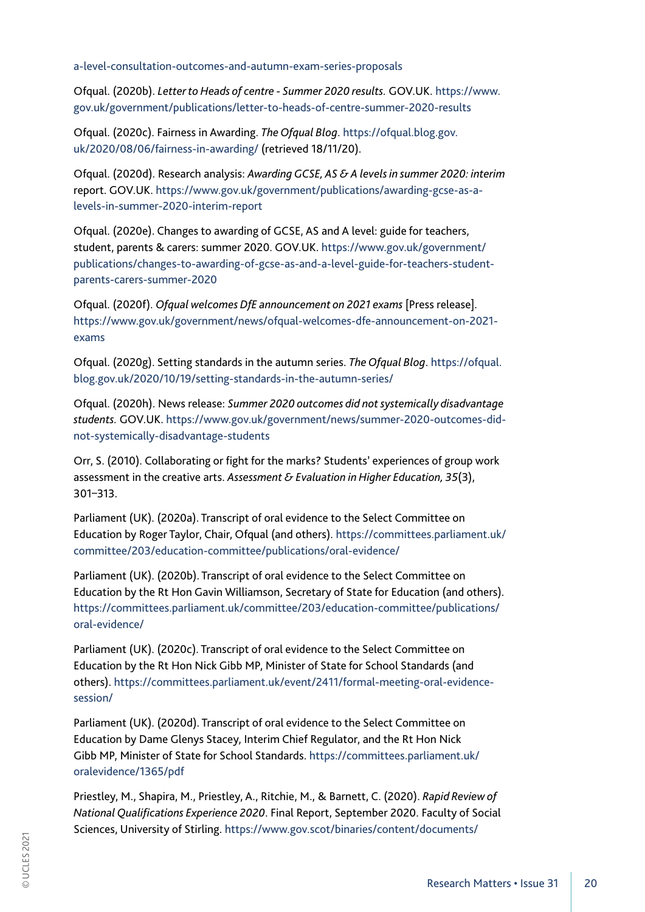a-level-consultation-outcomes-and-autumn-exam-series-proposals

Ofqual. (2020b). *Letter to Heads of centre - Summer 2020 results.* GOV.UK. https://www.gov.uk/government/publications/letter-to-heads-of-centre-summer-2020-results

Ofqual. (2020c). Fairness in Awarding. *The Ofqual Blog*. https://ofqual.blog.gov.uk/2020/08/06/fairness-in-awarding/ (retrieved 18/11/20).

Ofqual. (2020d). Research analysis: *Awarding GCSE, AS & A levels in summer 2020: interim* report. GOV.UK. https://www.gov.uk/government/publications/awarding-gcse-as-a-levels-in-summer-2020-interim-report

Ofqual. (2020e). Changes to awarding of GCSE, AS and A level: guide for teachers, student, parents & carers: summer 2020. GOV.UK. https://www.gov.uk/government/publications/changes-to-awarding-of-gcse-as-and-a-level-guide-for-teachers-student-parents-carers-summer-2020

Ofqual. (2020f). *Ofqual welcomes DfE announcement on 2021 exams* [Press release]. https://www.gov.uk/government/news/ofqual-welcomes-dfe-announcement-on-2021-exams

Ofqual. (2020g). Setting standards in the autumn series. *The Ofqual Blog*. https://ofqual.blog.gov.uk/2020/10/19/setting-standards-in-the-autumn-series/

Ofqual. (2020h). News release: *Summer 2020 outcomes did not systemically disadvantage students.* GOV.UK. https://www.gov.uk/government/news/summer-2020-outcomes-did-not-systemically-disadvantage-students

Orr, S. (2010). Collaborating or fight for the marks? Students' experiences of group work assessment in the creative arts. *Assessment & Evaluation in Higher Education, 35*(3), 301–313.

Parliament (UK). (2020a). Transcript of oral evidence to the Select Committee on Education by Roger Taylor, Chair, Ofqual (and others). https://committees.parliament.uk/committee/203/education-committee/publications/oral-evidence/

Parliament (UK). (2020b). Transcript of oral evidence to the Select Committee on Education by the Rt Hon Gavin Williamson, Secretary of State for Education (and others). https://committees.parliament.uk/committee/203/education-committee/publications/oral-evidence/

Parliament (UK). (2020c). Transcript of oral evidence to the Select Committee on Education by the Rt Hon Nick Gibb MP, Minister of State for School Standards (and others). https://committees.parliament.uk/event/2411/formal-meeting-oral-evidence-session/

Parliament (UK). (2020d). Transcript of oral evidence to the Select Committee on Education by Dame Glenys Stacey, Interim Chief Regulator, and the Rt Hon Nick Gibb MP, Minister of State for School Standards. https://committees.parliament.uk/oralevidence/1365/pdf

Priestley, M., Shapira, M., Priestley, A., Ritchie, M., & Barnett, C. (2020). *Rapid Review of National Qualifications Experience 2020*. Final Report, September 2020. Faculty of Social Sciences, University of Stirling. https://www.gov.scot/binaries/content/documents/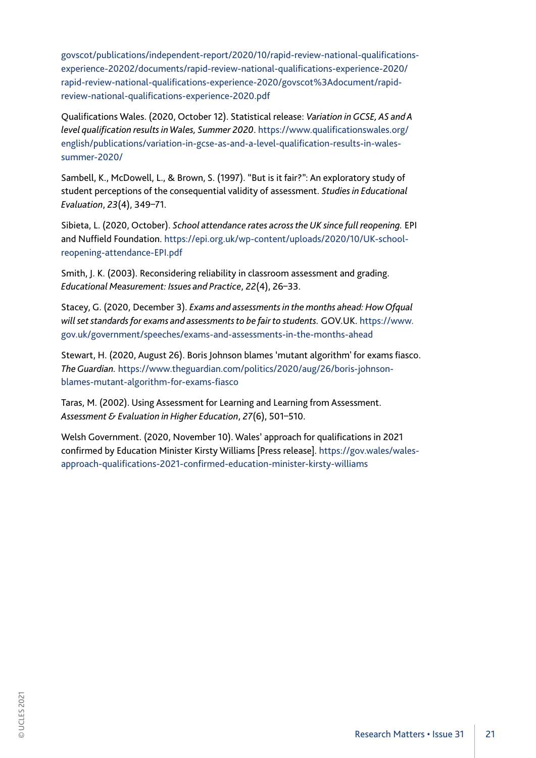govscot/publications/independent-report/2020/10/rapid-review-national-qualifications-experience-20202/documents/rapid-review-national-qualifications-experience-2020/rapid-review-national-qualifications-experience-2020/govscot%3Adocument/rapid-review-national-qualifications-experience-2020.pdf

Qualifications Wales. (2020, October 12). Statistical release: *Variation in GCSE, AS and A level qualification results in Wales, Summer 2020*. https://www.qualificationswales.org/english/publications/variation-in-gcse-as-and-a-level-qualification-results-in-wales-summer-2020/

Sambell, K., McDowell, L., & Brown, S. (1997). "But is it fair?": An exploratory study of student perceptions of the consequential validity of assessment. *Studies in Educational Evaluation*, *23*(4), 349–71.

Sibieta, L. (2020, October). *School attendance rates across the UK since full reopening.* EPI and Nuffield Foundation. https://epi.org.uk/wp-content/uploads/2020/10/UK-school-reopening-attendance-EPI.pdf

Smith, J. K. (2003). Reconsidering reliability in classroom assessment and grading. *Educational Measurement: Issues and Practice*, *22*(4), 26–33.

Stacey, G. (2020, December 3). *Exams and assessments in the months ahead: How Ofqual will set standards for exams and assessments to be fair to students.* GOV.UK. https://www.gov.uk/government/speeches/exams-and-assessments-in-the-months-ahead

Stewart, H. (2020, August 26). Boris Johnson blames 'mutant algorithm' for exams fiasco. *The Guardian.* https://www.theguardian.com/politics/2020/aug/26/boris-johnson-blames-mutant-algorithm-for-exams-fiasco

Taras, M. (2002). Using Assessment for Learning and Learning from Assessment. *Assessment & Evaluation in Higher Education*, *27*(6), 501–510.

Welsh Government. (2020, November 10). Wales' approach for qualifications in 2021 confirmed by Education Minister Kirsty Williams [Press release]. https://gov.wales/wales-approach-qualifications-2021-confirmed-education-minister-kirsty-williams